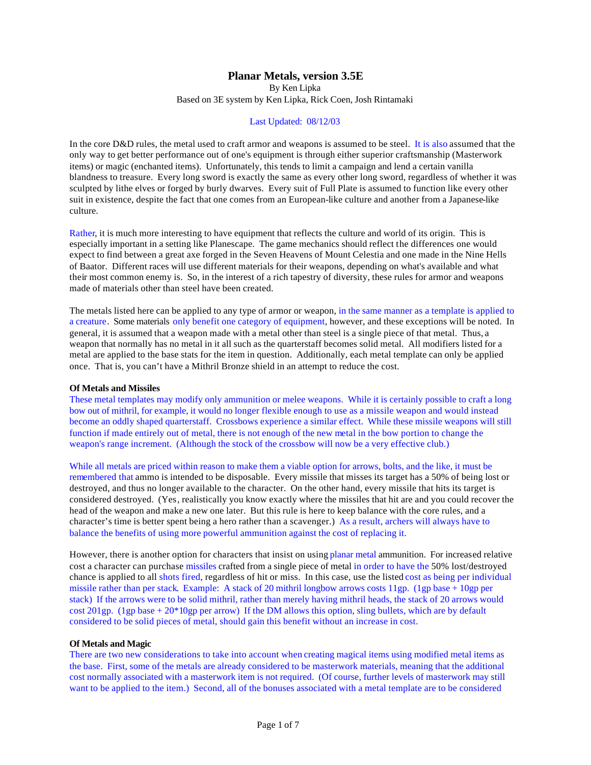# Planar Metals, version 3.5E

By Ken Lipka

Based on 3E system by Ken Lipka, Rick Coen, Josh Rintamaki

Last Updated: 08/12/03

In the core D&D rules, the metal used to craft armor and weapons is assumed to be steel. It is also assumed that the only way to get better performance out of one's equipment is through either superior craftsmanship (Masterwork items) or magic (enchanted items). Unfortunately, this tends to limit a campaign and lend a certain vanilla blandness to treasure. Every long sword is exactly the same as every other long sword, regardless of whether it was sculpted by lithe elves or forged by burly dwarves. Every suit of Full Plate is assumed to function like every other suit in existence, despite the fact that one comes from an European-like culture and another from a Japanese-like culture.

Rather, it is much more interesting to have equipment that reflects the culture and world of its origin. This is especially important in a setting like Planescape. The game mechanics should reflect the differences one would expect to find between a great axe forged in the Seven Heavens of Mount Celestia and one made in the Nine Hells of Baator. Different races will use different materials for their weapons, depending on what's available and what their most common enemy is. So, in the interest of a rich tapestry of diversity, these rules for armor and weapons made of materials other than steel have been created.

The metals listed here can be applied to any type of armor or weapon, in the same manner as a template is applied to a creature. Some materials only benefit one category of equipment, however, and these exceptions will be noted. In general, it is assumed that a weapon made with a metal other than steel is a single piece of that metal. Thus, a weapon that normally has no metal in it all such as the quarterstaff becomes solid metal. All modifiers listed for a metal are applied to the base stats for the item in question. Additionally, each metal template can only be applied once. That is, you can't have a Mithril Bronze shield in an attempt to reduce the cost.

**Of Metals and Missiles**

These metal templates may modify only ammunition or melee weapons. While it is certainly possible to craft a long bow out of mithril, for example, it would no longer flexible enough to use as a missile weapon and would instead become an oddly shaped quarterstaff. Crossbows experience a similar effect. While these missile weapons will still function if made entirely out of metal, there is not enough of the new metal in the bow portion to change the weapon's range increment. (Although the stock of the crossbow will now be a very effective club.)

While all metals are priced within reason to make them a viable option for arrows, bolts, and the like, it must be remembered that ammo is intended to be disposable. Every missile that misses its target has a 50% of being lost or destroyed, and thus no longer available to the character. On the other hand, every missile that hits its target is considered destroyed. (Yes, realistically you know exactly where the missiles that hit are and you could recover the head of the weapon and make a new one later. But this rule is here to keep balance with the core rules, and a character's time is better spent being a hero rather than a scavenger.) As a result, archers will always have to balance the benefits of using more powerful ammunition against the cost of replacing it.

However, there is another option for characters that insist on using planar metal ammunition. For increased relative cost a character can purchase missiles crafted from a single piece of metal in order to have the 50% lost/destroyed chance is applied to all shots fired, regardless of hit or miss. In this case, use the listed cost as being per individual missile rather than per stack. Example: A stack of 20 mithril longbow arrows costs 11gp. (1gp base + 10gp per stack) If the arrows were to be solid mithril, rather than merely having mithril heads, the stack of 20 arrows would cost 201gp. (1gp base + 20*10gp per arrow) If the DM allows this option, sling bullets, which are by default considered to be solid pieces of metal, should gain this benefit without an increase in cost.

**Of Metals and Magic**

There are two new considerations to take into account when creating magical items using modified metal items as the base. First, some of the metals are already considered to be masterwork materials, meaning that the additional cost normally associated with a masterwork item is not required. (Of course, further levels of masterwork may still want to be applied to the item.) Second, all of the bonuses associated with a metal template are to be considered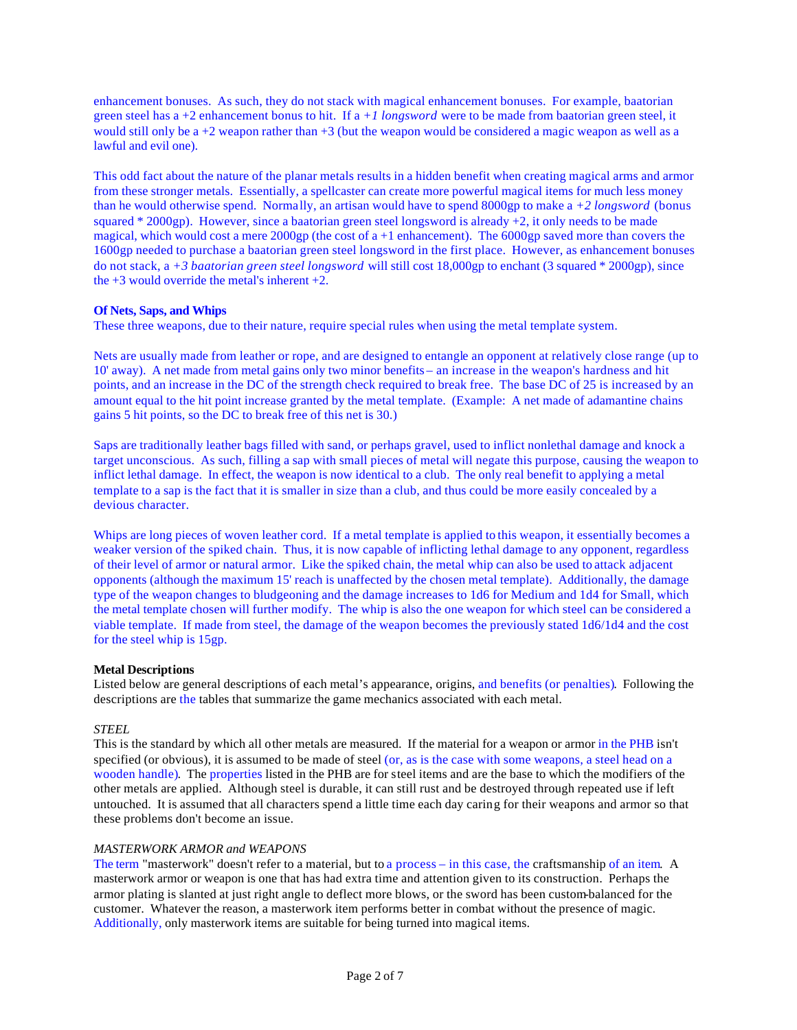enhancement bonuses. As such, they do not stack with magical enhancement bonuses. For example, baatorian green steel has a +2 enhancement bonus to hit. If a *+1 longsword* were to be made from baatorian green steel, it would still only be a +2 weapon rather than +3 (but the weapon would be considered a magic weapon as well as a lawful and evil one).

This odd fact about the nature of the planar metals results in a hidden benefit when creating magical arms and armor from these stronger metals. Essentially, a spellcaster can create more powerful magical items for much less money than he would otherwise spend. Normally, an artisan would have to spend 8000gp to make a *+2 longsword* (bonus squared * 2000gp). However, since a baatorian green steel longsword is already +2, it only needs to be made magical, which would cost a mere 2000gp (the cost of a +1 enhancement). The 6000gp saved more than covers the 1600gp needed to purchase a baatorian green steel longsword in the first place. However, as enhancement bonuses do not stack, a *+3 baatorian green steel longsword* will still cost 18,000gp to enchant (3 squared * 2000gp), since the +3 would override the metal's inherent +2.

**Of Nets, Saps, and Whips**

These three weapons, due to their nature, require special rules when using the metal template system.

Nets are usually made from leather or rope, and are designed to entangle an opponent at relatively close range (up to 10' away). A net made from metal gains only two minor benefits – an increase in the weapon's hardness and hit points, and an increase in the DC of the strength check required to break free. The base DC of 25 is increased by an amount equal to the hit point increase granted by the metal template. (Example: A net made of adamantine chains gains 5 hit points, so the DC to break free of this net is 30.)

Saps are traditionally leather bags filled with sand, or perhaps gravel, used to inflict nonlethal damage and knock a target unconscious. As such, filling a sap with small pieces of metal will negate this purpose, causing the weapon to inflict lethal damage. In effect, the weapon is now identical to a club. The only real benefit to applying a metal template to a sap is the fact that it is smaller in size than a club, and thus could be more easily concealed by a devious character.

Whips are long pieces of woven leather cord. If a metal template is applied to this weapon, it essentially becomes a weaker version of the spiked chain. Thus, it is now capable of inflicting lethal damage to any opponent, regardless of their level of armor or natural armor. Like the spiked chain, the metal whip can also be used to attack adjacent opponents (although the maximum 15' reach is unaffected by the chosen metal template). Additionally, the damage type of the weapon changes to bludgeoning and the damage increases to 1d6 for Medium and 1d4 for Small, which the metal template chosen will further modify. The whip is also the one weapon for which steel can be considered a viable template. If made from steel, the damage of the weapon becomes the previously stated 1d6/1d4 and the cost for the steel whip is 15gp.

**Metal Descriptions**

Listed below are general descriptions of each metal's appearance, origins, and benefits (or penalties). Following the descriptions are the tables that summarize the game mechanics associated with each metal.

*STEEL*

This is the standard by which all other metals are measured. If the material for a weapon or armor in the PHB isn't specified (or obvious), it is assumed to be made of steel (or, as is the case with some weapons, a steel head on a wooden handle). The properties listed in the PHB are for steel items and are the base to which the modifiers of the other metals are applied. Although steel is durable, it can still rust and be destroyed through repeated use if left untouched. It is assumed that all characters spend a little time each day caring for their weapons and armor so that these problems don't become an issue.

*MASTERWORK ARMOR and WEAPONS*

The term "masterwork" doesn't refer to a material, but to a process – in this case, the craftsmanship of an item. A masterwork armor or weapon is one that has had extra time and attention given to its construction. Perhaps the armor plating is slanted at just right angle to deflect more blows, or the sword has been custom-balanced for the customer. Whatever the reason, a masterwork item performs better in combat without the presence of magic. Additionally, only masterwork items are suitable for being turned into magical items.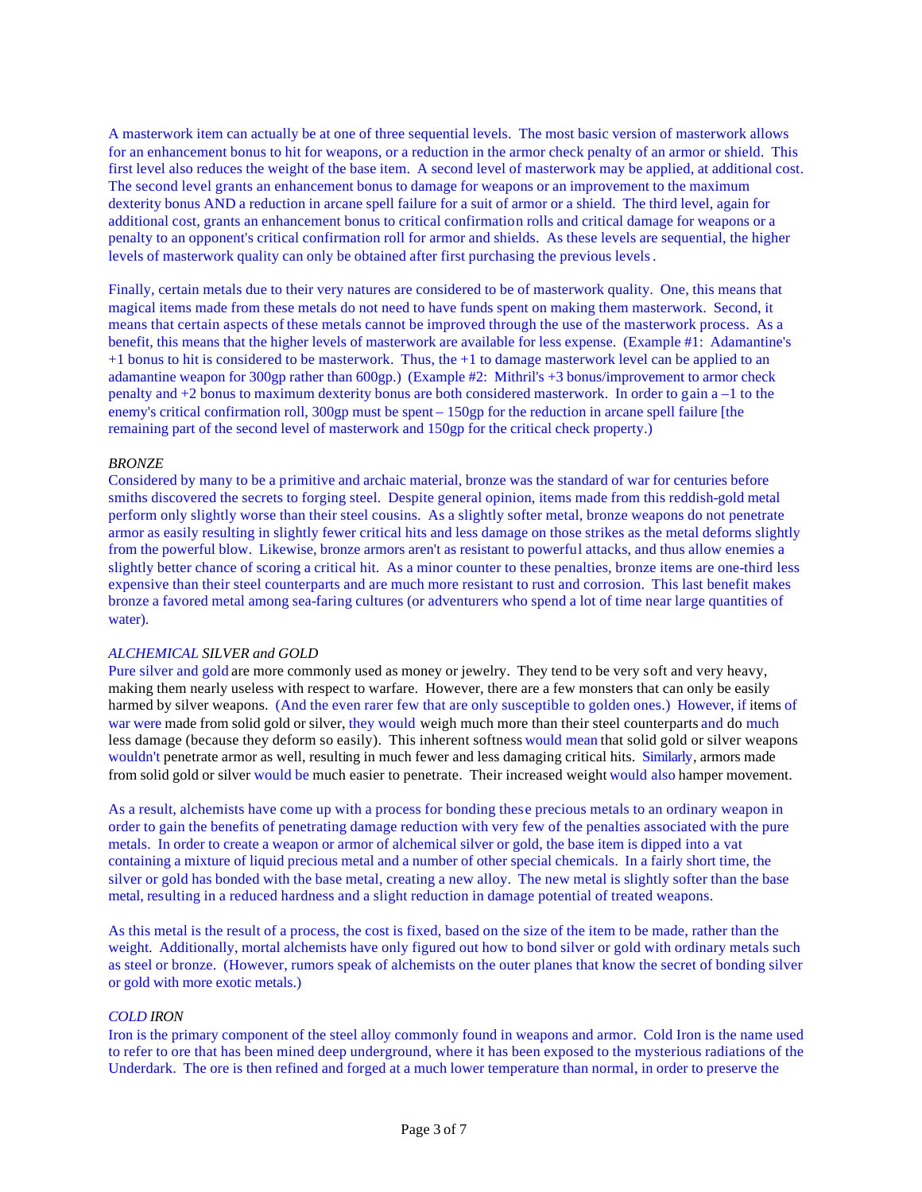A masterwork item can actually be at one of three sequential levels. The most basic version of masterwork allows for an enhancement bonus to hit for weapons, or a reduction in the armor check penalty of an armor or shield. This first level also reduces the weight of the base item. A second level of masterwork may be applied, at additional cost. The second level grants an enhancement bonus to damage for weapons or an improvement to the maximum dexterity bonus AND a reduction in arcane spell failure for a suit of armor or a shield. The third level, again for additional cost, grants an enhancement bonus to critical confirmation rolls and critical damage for weapons or a penalty to an opponent's critical confirmation roll for armor and shields. As these levels are sequential, the higher levels of masterwork quality can only be obtained after first purchasing the previous levels.

Finally, certain metals due to their very natures are considered to be of masterwork quality. One, this means that magical items made from these metals do not need to have funds spent on making them masterwork. Second, it means that certain aspects of these metals cannot be improved through the use of the masterwork process. As a benefit, this means that the higher levels of masterwork are available for less expense. (Example #1: Adamantine's +1 bonus to hit is considered to be masterwork. Thus, the +1 to damage masterwork level can be applied to an adamantine weapon for 300gp rather than 600gp.) (Example #2: Mithril's +3 bonus/improvement to armor check penalty and +2 bonus to maximum dexterity bonus are both considered masterwork. In order to gain a –1 to the enemy's critical confirmation roll, 300gp must be spent – 150gp for the reduction in arcane spell failure [the remaining part of the second level of masterwork and 150gp for the critical check property.)

*BRONZE*

Considered by many to be a primitive and archaic material, bronze was the standard of war for centuries before smiths discovered the secrets to forging steel. Despite general opinion, items made from this reddish-gold metal perform only slightly worse than their steel cousins. As a slightly softer metal, bronze weapons do not penetrate armor as easily resulting in slightly fewer critical hits and less damage on those strikes as the metal deforms slightly from the powerful blow. Likewise, bronze armors aren't as resistant to powerful attacks, and thus allow enemies a slightly better chance of scoring a critical hit. As a minor counter to these penalties, bronze items are one-third less expensive than their steel counterparts and are much more resistant to rust and corrosion. This last benefit makes bronze a favored metal among sea-faring cultures (or adventurers who spend a lot of time near large quantities of water).

*ALCHEMICAL SILVER and GOLD*

Pure silver and gold are more commonly used as money or jewelry. They tend to be very soft and very heavy, making them nearly useless with respect to warfare. However, there are a few monsters that can only be easily harmed by silver weapons. (And the even rarer few that are only susceptible to golden ones.) However, if items of war were made from solid gold or silver, they would weigh much more than their steel counterparts and do much less damage (because they deform so easily). This inherent softness would mean that solid gold or silver weapons wouldn't penetrate armor as well, resulting in much fewer and less damaging critical hits. Similarly, armors made from solid gold or silver would be much easier to penetrate. Their increased weight would also hamper movement.

As a result, alchemists have come up with a process for bonding these precious metals to an ordinary weapon in order to gain the benefits of penetrating damage reduction with very few of the penalties associated with the pure metals. In order to create a weapon or armor of alchemical silver or gold, the base item is dipped into a vat containing a mixture of liquid precious metal and a number of other special chemicals. In a fairly short time, the silver or gold has bonded with the base metal, creating a new alloy. The new metal is slightly softer than the base metal, resulting in a reduced hardness and a slight reduction in damage potential of treated weapons.

As this metal is the result of a process, the cost is fixed, based on the size of the item to be made, rather than the weight. Additionally, mortal alchemists have only figured out how to bond silver or gold with ordinary metals such as steel or bronze. (However, rumors speak of alchemists on the outer planes that know the secret of bonding silver or gold with more exotic metals.)

*COLD IRON*

Iron is the primary component of the steel alloy commonly found in weapons and armor. Cold Iron is the name used to refer to ore that has been mined deep underground, where it has been exposed to the mysterious radiations of the Underdark. The ore is then refined and forged at a much lower temperature than normal, in order to preserve the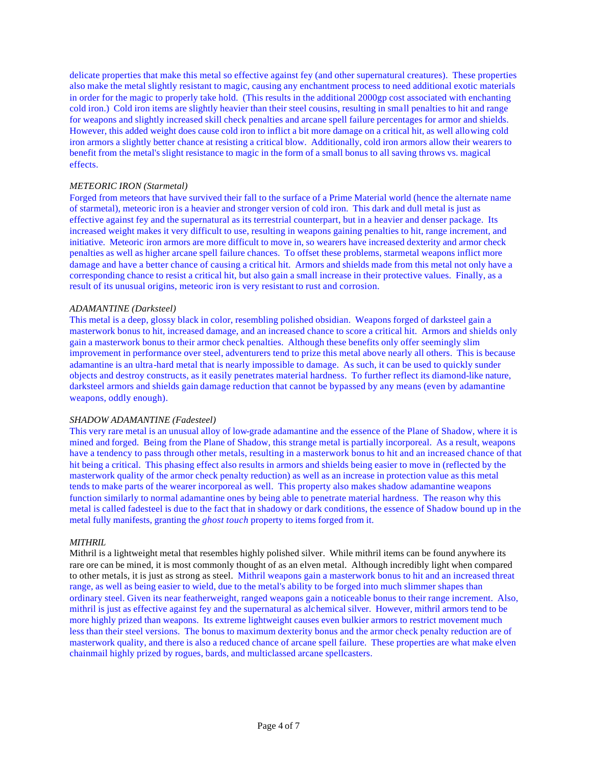delicate properties that make this metal so effective against fey (and other supernatural creatures). These properties also make the metal slightly resistant to magic, causing any enchantment process to need additional exotic materials in order for the magic to properly take hold. (This results in the additional 2000gp cost associated with enchanting cold iron.) Cold iron items are slightly heavier than their steel cousins, resulting in small penalties to hit and range for weapons and slightly increased skill check penalties and arcane spell failure percentages for armor and shields. However, this added weight does cause cold iron to inflict a bit more damage on a critical hit, as well allowing cold iron armors a slightly better chance at resisting a critical blow. Additionally, cold iron armors allow their wearers to benefit from the metal's slight resistance to magic in the form of a small bonus to all saving throws vs. magical effects.

*METEORIC IRON (Starmetal)*

Forged from meteors that have survived their fall to the surface of a Prime Material world (hence the alternate name of starmetal), meteoric iron is a heavier and stronger version of cold iron. This dark and dull metal is just as effective against fey and the supernatural as its terrestrial counterpart, but in a heavier and denser package. Its increased weight makes it very difficult to use, resulting in weapons gaining penalties to hit, range increment, and initiative. Meteoric iron armors are more difficult to move in, so wearers have increased dexterity and armor check penalties as well as higher arcane spell failure chances. To offset these problems, starmetal weapons inflict more damage and have a better chance of causing a critical hit. Armors and shields made from this metal not only have a corresponding chance to resist a critical hit, but also gain a small increase in their protective values. Finally, as a result of its unusual origins, meteoric iron is very resistant to rust and corrosion.

*ADAMANTINE (Darksteel)*

This metal is a deep, glossy black in color, resembling polished obsidian. Weapons forged of darksteel gain a masterwork bonus to hit, increased damage, and an increased chance to score a critical hit. Armors and shields only gain a masterwork bonus to their armor check penalties. Although these benefits only offer seemingly slim improvement in performance over steel, adventurers tend to prize this metal above nearly all others. This is because adamantine is an ultra-hard metal that is nearly impossible to damage. As such, it can be used to quickly sunder objects and destroy constructs, as it easily penetrates material hardness. To further reflect its diamond-like nature, darksteel armors and shields gain damage reduction that cannot be bypassed by any means (even by adamantine weapons, oddly enough).

*SHADOW ADAMANTINE (Fadesteel)*

This very rare metal is an unusual alloy of low-grade adamantine and the essence of the Plane of Shadow, where it is mined and forged. Being from the Plane of Shadow, this strange metal is partially incorporeal. As a result, weapons have a tendency to pass through other metals, resulting in a masterwork bonus to hit and an increased chance of that hit being a critical. This phasing effect also results in armors and shields being easier to move in (reflected by the masterwork quality of the armor check penalty reduction) as well as an increase in protection value as this metal tends to make parts of the wearer incorporeal as well. This property also makes shadow adamantine weapons function similarly to normal adamantine ones by being able to penetrate material hardness. The reason why this metal is called fadesteel is due to the fact that in shadowy or dark conditions, the essence of Shadow bound up in the metal fully manifests, granting the *ghost touch* property to items forged from it.

*MITHRIL*

Mithril is a lightweight metal that resembles highly polished silver. While mithril items can be found anywhere its rare ore can be mined, it is most commonly thought of as an elven metal. Although incredibly light when compared to other metals, it is just as strong as steel. Mithril weapons gain a masterwork bonus to hit and an increased threat range, as well as being easier to wield, due to the metal's ability to be forged into much slimmer shapes than ordinary steel. Given its near featherweight, ranged weapons gain a noticeable bonus to their range increment. Also, mithril is just as effective against fey and the supernatural as alchemical silver. However, mithril armors tend to be more highly prized than weapons. Its extreme lightweight causes even bulkier armors to restrict movement much less than their steel versions. The bonus to maximum dexterity bonus and the armor check penalty reduction are of masterwork quality, and there is also a reduced chance of arcane spell failure. These properties are what make elven chainmail highly prized by rogues, bards, and multiclassed arcane spellcasters.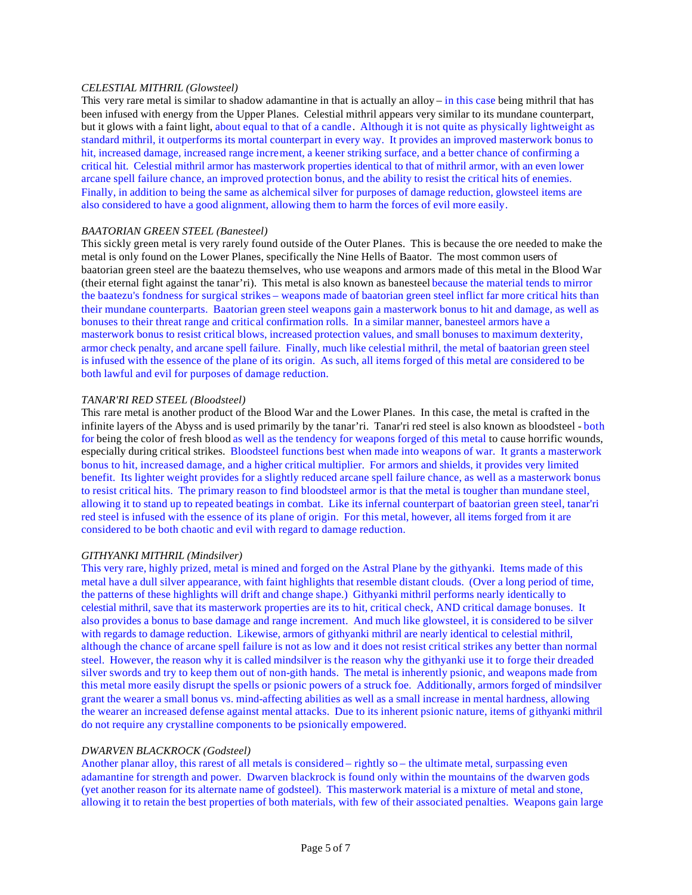*CELESTIAL MITHRIL (Glowsteel)*

This very rare metal is similar to shadow adamantine in that is actually an alloy – in this case being mithril that has been infused with energy from the Upper Planes. Celestial mithril appears very similar to its mundane counterpart, but it glows with a faint light, about equal to that of a candle. Although it is not quite as physically lightweight as standard mithril, it outperforms its mortal counterpart in every way. It provides an improved masterwork bonus to hit, increased damage, increased range increment, a keener striking surface, and a better chance of confirming a critical hit. Celestial mithril armor has masterwork properties identical to that of mithril armor, with an even lower arcane spell failure chance, an improved protection bonus, and the ability to resist the critical hits of enemies. Finally, in addition to being the same as alchemical silver for purposes of damage reduction, glowsteel items are also considered to have a good alignment, allowing them to harm the forces of evil more easily.

*BAATORIAN GREEN STEEL (Banesteel)*

This sickly green metal is very rarely found outside of the Outer Planes. This is because the ore needed to make the metal is only found on the Lower Planes, specifically the Nine Hells of Baator. The most common users of baatorian green steel are the baatezu themselves, who use weapons and armors made of this metal in the Blood War (their eternal fight against the tanar'ri). This metal is also known as banesteel because the material tends to mirror the baatezu's fondness for surgical strikes – weapons made of baatorian green steel inflict far more critical hits than their mundane counterparts. Baatorian green steel weapons gain a masterwork bonus to hit and damage, as well as bonuses to their threat range and critical confirmation rolls. In a similar manner, banesteel armors have a masterwork bonus to resist critical blows, increased protection values, and small bonuses to maximum dexterity, armor check penalty, and arcane spell failure. Finally, much like celestial mithril, the metal of baatorian green steel is infused with the essence of the plane of its origin. As such, all items forged of this metal are considered to be both lawful and evil for purposes of damage reduction.

*TANAR'RI RED STEEL (Bloodsteel)*

This rare metal is another product of the Blood War and the Lower Planes. In this case, the metal is crafted in the infinite layers of the Abyss and is used primarily by the tanar'ri. Tanar'ri red steel is also known as bloodsteel - both for being the color of fresh blood as well as the tendency for weapons forged of this metal to cause horrific wounds, especially during critical strikes. Bloodsteel functions best when made into weapons of war. It grants a masterwork bonus to hit, increased damage, and a higher critical multiplier. For armors and shields, it provides very limited benefit. Its lighter weight provides for a slightly reduced arcane spell failure chance, as well as a masterwork bonus to resist critical hits. The primary reason to find bloodsteel armor is that the metal is tougher than mundane steel, allowing it to stand up to repeated beatings in combat. Like its infernal counterpart of baatorian green steel, tanar'ri red steel is infused with the essence of its plane of origin. For this metal, however, all items forged from it are considered to be both chaotic and evil with regard to damage reduction.

*GITHYANKI MITHRIL (Mindsilver)*

This very rare, highly prized, metal is mined and forged on the Astral Plane by the githyanki. Items made of this metal have a dull silver appearance, with faint highlights that resemble distant clouds. (Over a long period of time, the patterns of these highlights will drift and change shape.) Githyanki mithril performs nearly identically to celestial mithril, save that its masterwork properties are its to hit, critical check, AND critical damage bonuses. It also provides a bonus to base damage and range increment. And much like glowsteel, it is considered to be silver with regards to damage reduction. Likewise, armors of githyanki mithril are nearly identical to celestial mithril, although the chance of arcane spell failure is not as low and it does not resist critical strikes any better than normal steel. However, the reason why it is called mindsilver is the reason why the githyanki use it to forge their dreaded silver swords and try to keep them out of non-gith hands. The metal is inherently psionic, and weapons made from this metal more easily disrupt the spells or psionic powers of a struck foe. Additionally, armors forged of mindsilver grant the wearer a small bonus vs. mind-affecting abilities as well as a small increase in mental hardness, allowing the wearer an increased defense against mental attacks. Due to its inherent psionic nature, items of githyanki mithril do not require any crystalline components to be psionically empowered.

*DWARVEN BLACKROCK (Godsteel)*

Another planar alloy, this rarest of all metals is considered – rightly so – the ultimate metal, surpassing even adamantine for strength and power. Dwarven blackrock is found only within the mountains of the dwarven gods (yet another reason for its alternate name of godsteel). This masterwork material is a mixture of metal and stone, allowing it to retain the best properties of both materials, with few of their associated penalties. Weapons gain large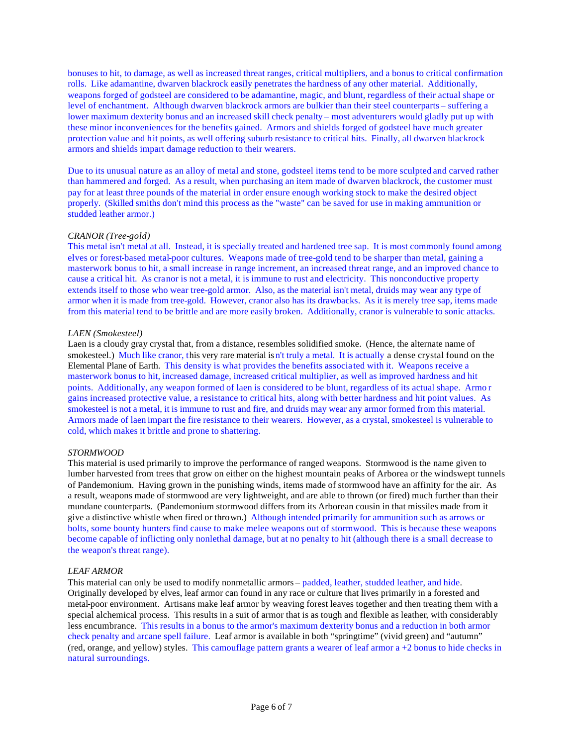bonuses to hit, to damage, as well as increased threat ranges, critical multipliers, and a bonus to critical confirmation rolls. Like adamantine, dwarven blackrock easily penetrates the hardness of any other material. Additionally, weapons forged of godsteel are considered to be adamantine, magic, and blunt, regardless of their actual shape or level of enchantment. Although dwarven blackrock armors are bulkier than their steel counterparts – suffering a lower maximum dexterity bonus and an increased skill check penalty – most adventurers would gladly put up with these minor inconveniences for the benefits gained. Armors and shields forged of godsteel have much greater protection value and hit points, as well offering suburb resistance to critical hits. Finally, all dwarven blackrock armors and shields impart damage reduction to their wearers.

Due to its unusual nature as an alloy of metal and stone, godsteel items tend to be more sculpted and carved rather than hammered and forged. As a result, when purchasing an item made of dwarven blackrock, the customer must pay for at least three pounds of the material in order ensure enough working stock to make the desired object properly. (Skilled smiths don't mind this process as the "waste" can be saved for use in making ammunition or studded leather armor.)

*CRANOR (Tree-gold)*

This metal isn't metal at all. Instead, it is specially treated and hardened tree sap. It is most commonly found among elves or forest-based metal-poor cultures. Weapons made of tree-gold tend to be sharper than metal, gaining a masterwork bonus to hit, a small increase in range increment, an increased threat range, and an improved chance to cause a critical hit. As cranor is not a metal, it is immune to rust and electricity. This nonconductive property extends itself to those who wear tree-gold armor. Also, as the material isn't metal, druids may wear any type of armor when it is made from tree-gold. However, cranor also has its drawbacks. As it is merely tree sap, items made from this material tend to be brittle and are more easily broken. Additionally, cranor is vulnerable to sonic attacks.

*LAEN (Smokesteel)*

Laen is a cloudy gray crystal that, from a distance, resembles solidified smoke. (Hence, the alternate name of smokesteel.) Much like cranor, this very rare material isn't truly a metal. It is actually a dense crystal found on the Elemental Plane of Earth. This density is what provides the benefits associated with it. Weapons receive a masterwork bonus to hit, increased damage, increased critical multiplier, as well as improved hardness and hit points. Additionally, any weapon formed of laen is considered to be blunt, regardless of its actual shape. Armor gains increased protective value, a resistance to critical hits, along with better hardness and hit point values. As smokesteel is not a metal, it is immune to rust and fire, and druids may wear any armor formed from this material. Armors made of laen impart the fire resistance to their wearers. However, as a crystal, smokesteel is vulnerable to cold, which makes it brittle and prone to shattering.

*STORMWOOD*

This material is used primarily to improve the performance of ranged weapons. Stormwood is the name given to lumber harvested from trees that grow on either on the highest mountain peaks of Arborea or the windswept tunnels of Pandemonium. Having grown in the punishing winds, items made of stormwood have an affinity for the air. As a result, weapons made of stormwood are very lightweight, and are able to thrown (or fired) much further than their mundane counterparts. (Pandemonium stormwood differs from its Arborean cousin in that missiles made from it give a distinctive whistle when fired or thrown.) Although intended primarily for ammunition such as arrows or bolts, some bounty hunters find cause to make melee weapons out of stormwood. This is because these weapons become capable of inflicting only nonlethal damage, but at no penalty to hit (although there is a small decrease to the weapon's threat range).

*LEAF ARMOR*

This material can only be used to modify nonmetallic armors – padded, leather, studded leather, and hide. Originally developed by elves, leaf armor can found in any race or culture that lives primarily in a forested and metal-poor environment. Artisans make leaf armor by weaving forest leaves together and then treating them with a special alchemical process. This results in a suit of armor that is as tough and flexible as leather, with considerably less encumbrance. This results in a bonus to the armor's maximum dexterity bonus and a reduction in both armor check penalty and arcane spell failure. Leaf armor is available in both "springtime" (vivid green) and "autumn" (red, orange, and yellow) styles. This camouflage pattern grants a wearer of leaf armor a +2 bonus to hide checks in natural surroundings.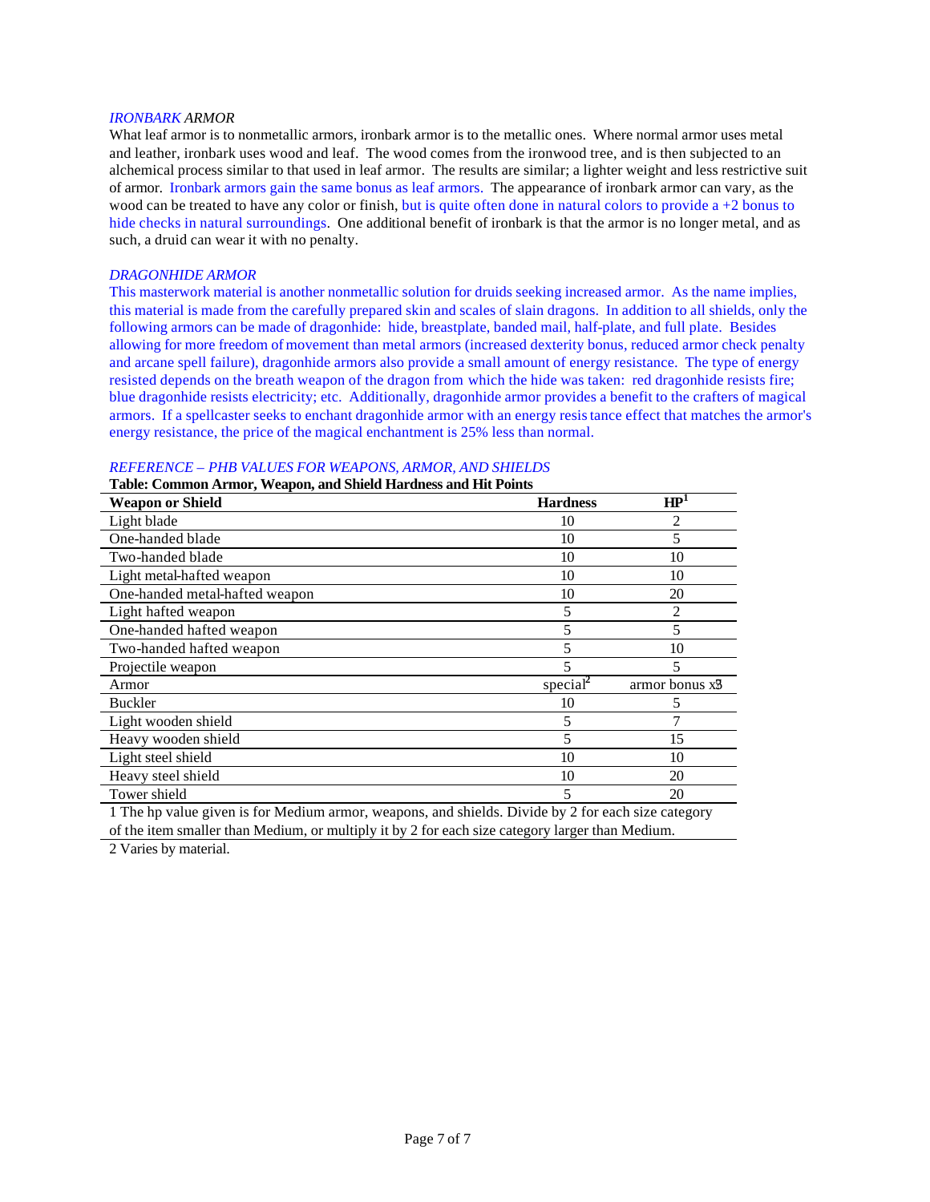*IRONBARK ARMOR*

What leaf armor is to nonmetallic armors, ironbark armor is to the metallic ones. Where normal armor uses metal and leather, ironbark uses wood and leaf. The wood comes from the ironwood tree, and is then subjected to an alchemical process similar to that used in leaf armor. The results are similar; a lighter weight and less restrictive suit of armor. Ironbark armors gain the same bonus as leaf armors. The appearance of ironbark armor can vary, as the wood can be treated to have any color or finish, but is quite often done in natural colors to provide a +2 bonus to hide checks in natural surroundings. One additional benefit of ironbark is that the armor is no longer metal, and as such, a druid can wear it with no penalty.

*DRAGONHIDE ARMOR*

This masterwork material is another nonmetallic solution for druids seeking increased armor. As the name implies, this material is made from the carefully prepared skin and scales of slain dragons. In addition to all shields, only the following armors can be made of dragonhide: hide, breastplate, banded mail, half-plate, and full plate. Besides allowing for more freedom of movement than metal armors (increased dexterity bonus, reduced armor check penalty and arcane spell failure), dragonhide armors also provide a small amount of energy resistance. The type of energy resisted depends on the breath weapon of the dragon from which the hide was taken: red dragonhide resists fire; blue dragonhide resists electricity; etc. Additionally, dragonhide armor provides a benefit to the crafters of magical armors. If a spellcaster seeks to enchant dragonhide armor with an energy resistance effect that matches the armor's energy resistance, the price of the magical enchantment is 25% less than normal.

*REFERENCE – PHB VALUES FOR WEAPONS, ARMOR, AND SHIELDS*

**Table: Common Armor, Weapon, and Shield Hardness and Hit Points**

| Weapon or Shield | Hardness | HP[1] |
|---|---|---|
| Light blade | 10 | 2 |
| One-handed blade | 10 | 5 |
| Two-handed blade | 10 | 10 |
| Light metal-hafted weapon | 10 | 10 |
| One-handed metal-hafted weapon | 10 | 20 |
| Light hafted weapon | 5 | 2 |
| One-handed hafted weapon | 5 | 5 |
| Two-handed hafted weapon | 5 | 10 |
| Projectile weapon | 5 | 5 |
| Armor | special[2] | armor bonus x5 |
| Buckler | 10 | 5 |
| Light wooden shield | 5 | 7 |
| Heavy wooden shield | 5 | 15 |
| Light steel shield | 10 | 10 |
| Heavy steel shield | 10 | 20 |
| Tower shield | 5 | 20 |

1 The hp value given is for Medium armor, weapons, and shields. Divide by 2 for each size category of the item smaller than Medium, or multiply it by 2 for each size category larger than Medium.

2 Varies by material.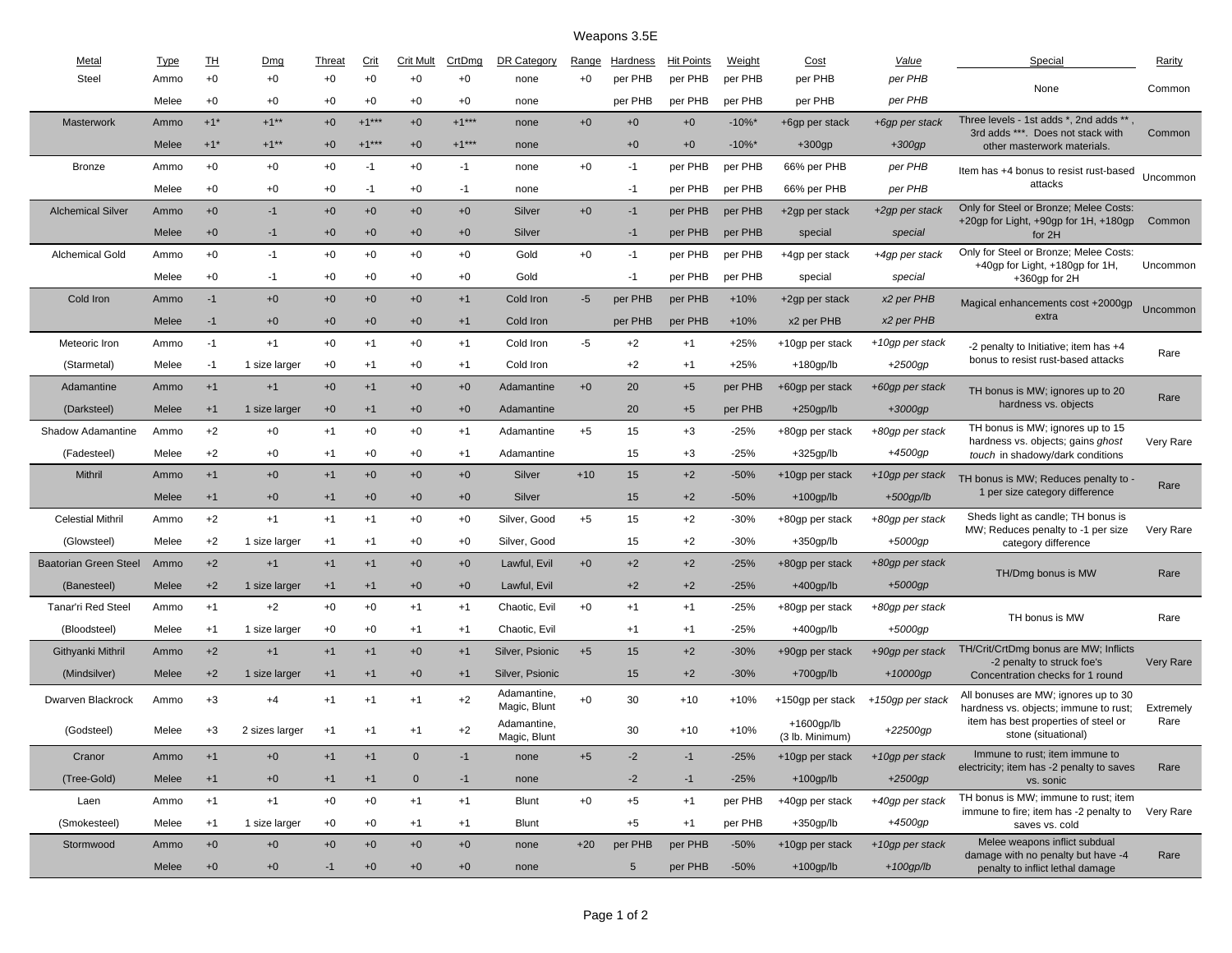# Weapons 3.5E

| Metal | Type | TH | Dmg | Threat | Crit | Crit Mult | CrtDmg | DR Category | Range | Hardness | Hit Points | Weight | Cost | Value | Special | Rarity |
|---|---|---|---|---|---|---|---|---|---|---|---|---|---|---|---|---|
| Steel | Ammo | +0 | +0 | +0 | +0 | +0 | +0 | none | +0 | per PHB | per PHB | per PHB | per PHB | *per PHB* | None | Common |
| | Melee | +0 | +0 | +0 | +0 | +0 | +0 | none | | per PHB | per PHB | per PHB | per PHB | *per PHB* | | |
| Masterwork | Ammo | +1* | +1** | +0 | +1*** | +0 | +1*** | none | +0 | +0 | +0 | -10%* | +6gp per stack | *+6gp per stack* | Three levels - 1st adds *, 2nd adds **, 3rd adds ***. Does not stack with other masterwork materials. | Common |
| | Melee | +1* | +1** | +0 | +1*** | +0 | +1*** | none | | +0 | +0 | -10%* | +300gp | *+300gp* | | |
| Bronze | Ammo | +0 | +0 | +0 | -1 | +0 | -1 | none | +0 | -1 | per PHB | per PHB | 66% per PHB | *per PHB* | Item has +4 bonus to resist rust-based attacks | Uncommon |
| | Melee | +0 | +0 | +0 | -1 | +0 | -1 | none | | -1 | per PHB | per PHB | 66% per PHB | *per PHB* | | |
| Alchemical Silver | Ammo | +0 | -1 | +0 | +0 | +0 | +0 | Silver | +0 | -1 | per PHB | per PHB | +2gp per stack | *+2gp per stack* | Only for Steel or Bronze; Melee Costs: +20gp for Light, +90gp for 1H, +180gp for 2H | Common |
| | Melee | +0 | -1 | +0 | +0 | +0 | +0 | Silver | | -1 | per PHB | per PHB | special | *special* | | |
| Alchemical Gold | Ammo | +0 | -1 | +0 | +0 | +0 | +0 | Gold | +0 | -1 | per PHB | per PHB | +4gp per stack | *+4gp per stack* | Only for Steel or Bronze; Melee Costs: +40gp for Light, +180gp for 1H, +360gp for 2H | Uncommon |
| | Melee | +0 | -1 | +0 | +0 | +0 | +0 | Gold | | -1 | per PHB | per PHB | special | *special* | | |
| Cold Iron | Ammo | -1 | +0 | +0 | +0 | +0 | +1 | Cold Iron | -5 | per PHB | per PHB | +10% | +2gp per stack | *x2 per PHB* | Magical enhancements cost +2000gp extra | Uncommon |
| | Melee | -1 | +0 | +0 | +0 | +0 | +1 | Cold Iron | | per PHB | per PHB | +10% | x2 per PHB | *x2 per PHB* | | |
| Meteoric Iron | Ammo | -1 | +1 | +0 | +1 | +0 | +1 | Cold Iron | -5 | +2 | +1 | +25% | +10gp per stack | *+10gp per stack* | -2 penalty to Initiative; item has +4 bonus to resist rust-based attacks | Rare |
| (Starmetal) | Melee | -1 | 1 size larger | +0 | +1 | +0 | +1 | Cold Iron | | +2 | +1 | +25% | +180gp/lb | *+2500gp* | | |
| Adamantine | Ammo | +1 | +1 | +0 | +1 | +0 | +0 | Adamantine | +0 | 20 | +5 | per PHB | +60gp per stack | *+60gp per stack* | TH bonus is MW; ignores up to 20 hardness vs. objects | Rare |
| (Darksteel) | Melee | +1 | 1 size larger | +0 | +1 | +0 | +0 | Adamantine | | 20 | +5 | per PHB | +250gp/lb | *+3000gp* | | |
| Shadow Adamantine | Ammo | +2 | +0 | +1 | +0 | +0 | +1 | Adamantine | +5 | 15 | +3 | -25% | +80gp per stack | *+80gp per stack* | TH bonus is MW; ignores up to 15 hardness vs. objects; gains *ghost touch* in shadowy/dark conditions | Very Rare |
| (Fadesteel) | Melee | +2 | +0 | +1 | +0 | +0 | +1 | Adamantine | | 15 | +3 | -25% | +325gp/lb | *+4500gp* | | |
| Mithril | Ammo | +1 | +0 | +1 | +0 | +0 | +0 | Silver | +10 | 15 | +2 | -50% | +10gp per stack | *+10gp per stack* | TH bonus is MW; Reduces penalty to -1 per size category difference | Rare |
| | Melee | +1 | +0 | +1 | +0 | +0 | +0 | Silver | | 15 | +2 | -50% | +100gp/lb | *+500gp/lb* | | |
| Celestial Mithril | Ammo | +2 | +1 | +1 | +1 | +0 | +0 | Silver, Good | +5 | 15 | +2 | -30% | +80gp per stack | *+80gp per stack* | Sheds light as candle; TH bonus is MW; Reduces penalty to -1 per size category difference | Very Rare |
| (Glowsteel) | Melee | +2 | 1 size larger | +1 | +1 | +0 | +0 | Silver, Good | | 15 | +2 | -30% | +350gp/lb | *+5000gp* | | |
| Baatorian Green Steel | Ammo | +2 | +1 | +1 | +1 | +0 | +0 | Lawful, Evil | +0 | +2 | +2 | -25% | +80gp per stack | *+80gp per stack* | TH/Dmg bonus is MW | Rare |
| (Banesteel) | Melee | +2 | 1 size larger | +1 | +1 | +0 | +0 | Lawful, Evil | | +2 | +2 | -25% | +400gp/lb | *+5000gp* | | |
| Tanar'ri Red Steel | Ammo | +1 | +2 | +0 | +0 | +1 | +1 | Chaotic, Evil | +0 | +1 | +1 | -25% | +80gp per stack | *+80gp per stack* | TH bonus is MW | Rare |
| (Bloodsteel) | Melee | +1 | 1 size larger | +0 | +0 | +1 | +1 | Chaotic, Evil | | +1 | +1 | -25% | +400gp/lb | *+5000gp* | | |
| Githyanki Mithril | Ammo | +2 | +1 | +1 | +1 | +0 | +1 | Silver, Psionic | +5 | 15 | +2 | -30% | +90gp per stack | *+90gp per stack* | TH/Crit/CrtDmg bonus are MW; Inflicts -2 penalty to struck foe's Concentration checks for 1 round | Very Rare |
| (Mindsilver) | Melee | +2 | 1 size larger | +1 | +1 | +0 | +1 | Silver, Psionic | | 15 | +2 | -30% | +700gp/lb | *+10000gp* | | |
| Dwarven Blackrock | Ammo | +3 | +4 | +1 | +1 | +1 | +2 | Adamantine, Magic, Blunt | +0 | 30 | +10 | +10% | +150gp per stack | *+150gp per stack* | All bonuses are MW; ignores up to 30 hardness vs. objects; immune to rust; item has best properties of steel or stone (situational) | Extremely Rare |
| (Godsteel) | Melee | +3 | 2 sizes larger | +1 | +1 | +1 | +2 | Adamantine, Magic, Blunt | | 30 | +10 | +10% | +1600gp/lb (3 lb. Minimum) | *+22500gp* | | |
| Cranor | Ammo | +1 | +0 | +1 | +1 | 0 | -1 | none | +5 | -2 | -1 | -25% | +10gp per stack | *+10gp per stack* | Immune to rust; item immune to electricity; item has -2 penalty to saves vs. sonic | Rare |
| (Tree-Gold) | Melee | +1 | +0 | +1 | +1 | 0 | -1 | none | | -2 | -1 | -25% | +100gp/lb | *+2500gp* | | |
| Laen | Ammo | +1 | +1 | +0 | +0 | +1 | +1 | Blunt | +0 | +5 | +1 | per PHB | +40gp per stack | *+40gp per stack* | TH bonus is MW; immune to rust; item immune to fire; item has -2 penalty to saves vs. cold | Very Rare |
| (Smokesteel) | Melee | +1 | 1 size larger | +0 | +0 | +1 | +1 | Blunt | | +5 | +1 | per PHB | +350gp/lb | *+4500gp* | | |
| Stormwood | Ammo | +0 | +0 | +0 | +0 | +0 | +0 | none | +20 | per PHB | per PHB | -50% | +10gp per stack | *+10gp per stack* | Melee weapons inflict subdual damage with no penalty but have -4 penalty to inflict lethal damage | Rare |
| | Melee | +0 | +0 | -1 | +0 | +0 | +0 | none | | 5 | per PHB | -50% | +100gp/lb | *+100gp/lb* | | |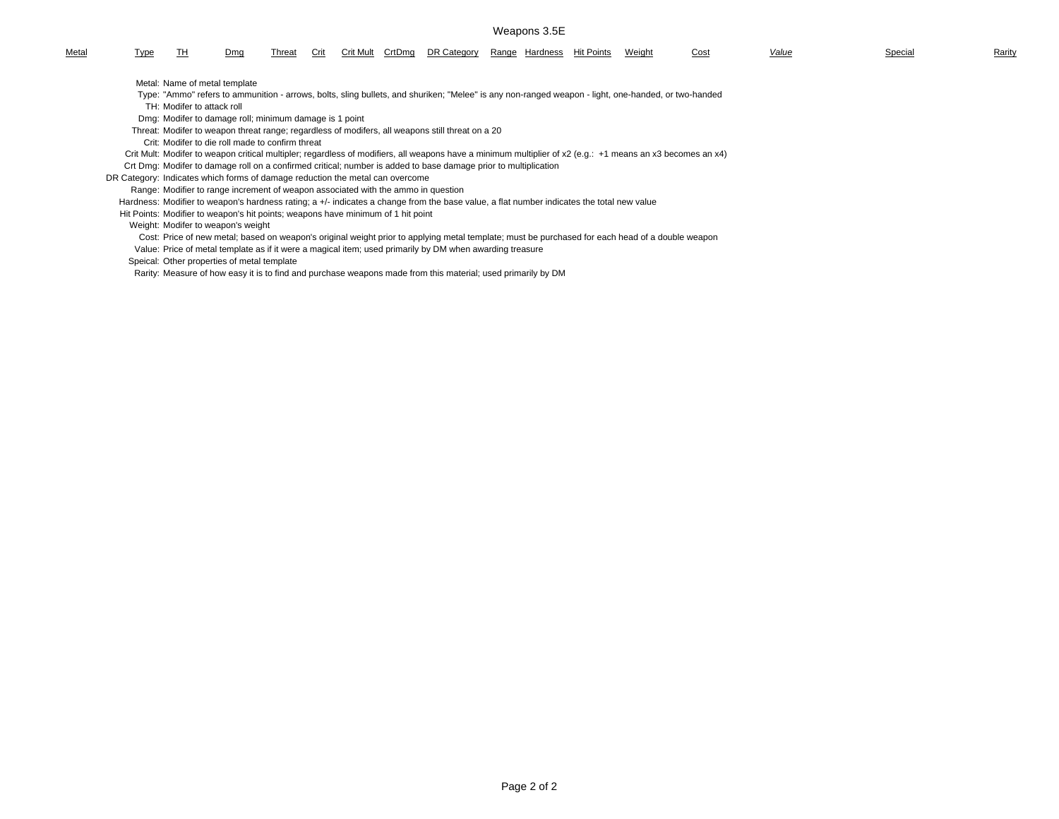# Weapons 3.5E

| Metal | Type | TH | Dmg | Threat | Crit | Crit Mult | CrtDmg | DR Category | Range | Hardness | Hit Points | Weight | Cost | *Value* | Special | Rarity |
|---|---|---|---|---|---|---|---|---|---|---|---|---|---|---|---|---|

Metal: Name of metal template
Type: "Ammo" refers to ammunition - arrows, bolts, sling bullets, and shuriken; "Melee" is any non-ranged weapon - light, one-handed, or two-handed
TH: Modifer to attack roll
Dmg: Modifer to damage roll; minimum damage is 1 point
Threat: Modifer to weapon threat range; regardless of modifers, all weapons still threat on a 20
Crit: Modifer to die roll made to confirm threat
Crit Mult: Modifer to weapon critical multipler; regardless of modifiers, all weapons have a minimum multiplier of x2 (e.g.: +1 means an x3 becomes an x4)
Crt Dmg: Modifer to damage roll on a confirmed critical; number is added to base damage prior to multiplication
DR Category: Indicates which forms of damage reduction the metal can overcome
Range: Modifier to range increment of weapon associated with the ammo in question
Hardness: Modifier to weapon's hardness rating; a +/- indicates a change from the base value, a flat number indicates the total new value
Hit Points: Modifier to weapon's hit points; weapons have minimum of 1 hit point
Weight: Modifer to weapon's weight
Cost: Price of new metal; based on weapon's original weight prior to applying metal template; must be purchased for each head of a double weapon
Value: Price of metal template as if it were a magical item; used primarily by DM when awarding treasure
Speical: Other properties of metal template
Rarity: Measure of how easy it is to find and purchase weapons made from this material; used primarily by DM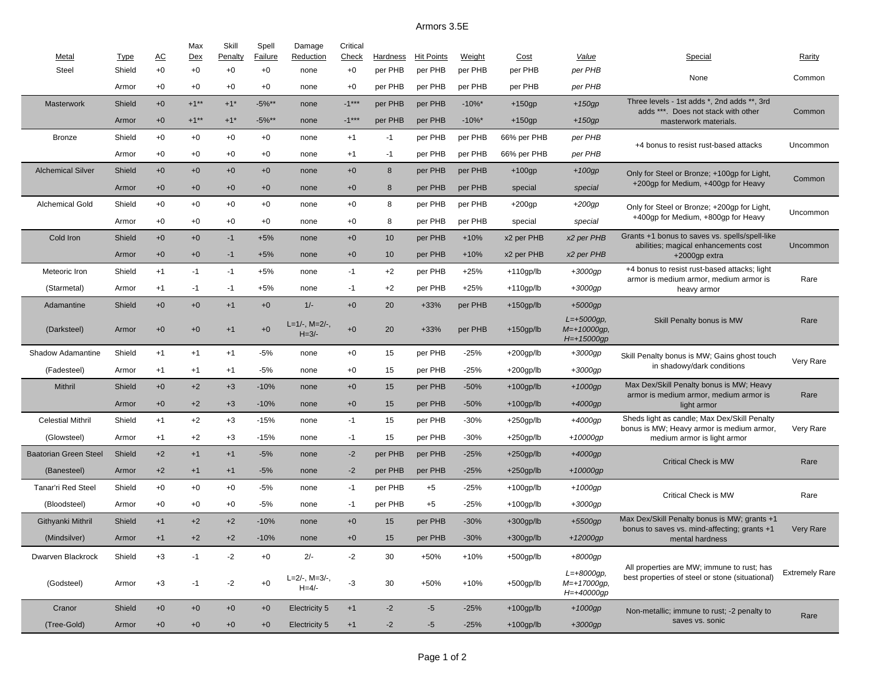# Armors 3.5E

| Metal | Type | AC | Max Dex | Skill Penalty | Spell Failure | Damage Reduction | Critical Check | Hardness | Hit Points | Weight | Cost | Value | Special | Rarity |
|---|---|---|---|---|---|---|---|---|---|---|---|---|---|---|
| Steel | Shield | +0 | +0 | +0 | +0 | none | +0 | per PHB | per PHB | per PHB | per PHB | *per PHB* | None | Common |
| | Armor | +0 | +0 | +0 | +0 | none | +0 | per PHB | per PHB | per PHB | per PHB | *per PHB* | | |
| Masterwork | Shield | +0 | +1** | +1* | -5%** | none | -1*** | per PHB | per PHB | -10%* | +150gp | *+150gp* | Three levels - 1st adds *, 2nd adds **, 3rd adds ***. Does not stack with other masterwork materials. | Common |
| | Armor | +0 | +1** | +1* | -5%** | none | -1*** | per PHB | per PHB | -10%* | +150gp | *+150gp* | | |
| Bronze | Shield | +0 | +0 | +0 | +0 | none | +1 | -1 | per PHB | per PHB | 66% per PHB | *per PHB* | +4 bonus to resist rust-based attacks | Uncommon |
| | Armor | +0 | +0 | +0 | +0 | none | +1 | -1 | per PHB | per PHB | 66% per PHB | *per PHB* | | |
| Alchemical Silver | Shield | +0 | +0 | +0 | +0 | none | +0 | 8 | per PHB | per PHB | +100gp | *+100gp* | Only for Steel or Bronze; +100gp for Light, +200gp for Medium, +400gp for Heavy | Common |
| | Armor | +0 | +0 | +0 | +0 | none | +0 | 8 | per PHB | per PHB | special | *special* | | |
| Alchemical Gold | Shield | +0 | +0 | +0 | +0 | none | +0 | 8 | per PHB | per PHB | +200gp | *+200gp* | Only for Steel or Bronze; +200gp for Light, +400gp for Medium, +800gp for Heavy | Uncommon |
| | Armor | +0 | +0 | +0 | +0 | none | +0 | 8 | per PHB | per PHB | special | *special* | | |
| Cold Iron | Shield | +0 | +0 | -1 | +5% | none | +0 | 10 | per PHB | +10% | x2 per PHB | *x2 per PHB* | Grants +1 bonus to saves vs. spells/spell-like abilities; magical enhancements cost +2000gp extra | Uncommon |
| | Armor | +0 | +0 | -1 | +5% | none | +0 | 10 | per PHB | +10% | x2 per PHB | *x2 per PHB* | | |
| Meteoric Iron | Shield | +1 | -1 | -1 | +5% | none | -1 | +2 | per PHB | +25% | +110gp/lb | *+3000gp* | +4 bonus to resist rust-based attacks; light armor is medium armor, medium armor is heavy armor | Rare |
| (Starmetal) | Armor | +1 | -1 | -1 | +5% | none | -1 | +2 | per PHB | +25% | +110gp/lb | *+3000gp* | | |
| Adamantine | Shield | +0 | +0 | +1 | +0 | 1/- | +0 | 20 | +33% | per PHB | +150gp/lb | *+5000gp* | Skill Penalty bonus is MW | Rare |
| (Darksteel) | Armor | +0 | +0 | +1 | +0 | L=1/-, M=2/-, H=3/- | +0 | 20 | +33% | per PHB | +150gp/lb | *L=+5000gp, M=+10000gp, H=+15000gp* | | |
| Shadow Adamantine | Shield | +1 | +1 | +1 | -5% | none | +0 | 15 | per PHB | -25% | +200gp/lb | *+3000gp* | Skill Penalty bonus is MW; Gains ghost touch in shadowy/dark conditions | Very Rare |
| (Fadesteel) | Armor | +1 | +1 | +1 | -5% | none | +0 | 15 | per PHB | -25% | +200gp/lb | *+3000gp* | | |
| Mithril | Shield | +0 | +2 | +3 | -10% | none | +0 | 15 | per PHB | -50% | +100gp/lb | *+1000gp* | Max Dex/Skill Penalty bonus is MW; Heavy armor is medium armor, medium armor is light armor | Rare |
| | Armor | +0 | +2 | +3 | -10% | none | +0 | 15 | per PHB | -50% | +100gp/lb | *+4000gp* | | |
| Celestial Mithril | Shield | +1 | +2 | +3 | -15% | none | -1 | 15 | per PHB | -30% | +250gp/lb | *+4000gp* | Sheds light as candle; Max Dex/Skill Penalty bonus is MW; Heavy armor is medium armor, medium armor is light armor | Very Rare |
| (Glowsteel) | Armor | +1 | +2 | +3 | -15% | none | -1 | 15 | per PHB | -30% | +250gp/lb | *+10000gp* | | |
| Baatorian Green Steel | Shield | +2 | +1 | +1 | -5% | none | -2 | per PHB | per PHB | -25% | +250gp/lb | *+4000gp* | Critical Check is MW | Rare |
| (Banesteel) | Armor | +2 | +1 | +1 | -5% | none | -2 | per PHB | per PHB | -25% | +250gp/lb | *+10000gp* | | |
| Tanar'ri Red Steel | Shield | +0 | +0 | +0 | -5% | none | -1 | per PHB | +5 | -25% | +100gp/lb | *+1000gp* | Critical Check is MW | Rare |
| (Bloodsteel) | Armor | +0 | +0 | +0 | -5% | none | -1 | per PHB | +5 | -25% | +100gp/lb | *+3000gp* | | |
| Githyanki Mithril | Shield | +1 | +2 | +2 | -10% | none | +0 | 15 | per PHB | -30% | +300gp/lb | *+5500gp* | Max Dex/Skill Penalty bonus is MW; grants +1 bonus to saves vs. mind-affecting; grants +1 mental hardness | Very Rare |
| (Mindsilver) | Armor | +1 | +2 | +2 | -10% | none | +0 | 15 | per PHB | -30% | +300gp/lb | *+12000gp* | | |
| Dwarven Blackrock | Shield | +3 | -1 | -2 | +0 | 2/- | -2 | 30 | +50% | +10% | +500gp/lb | *+8000gp* | All properties are MW; immune to rust; has best properties of steel or stone (situational) | Extremely Rare |
| (Godsteel) | Armor | +3 | -1 | -2 | +0 | L=2/-, M=3/-, H=4/- | -3 | 30 | +50% | +10% | +500gp/lb | *L=+8000gp, M=+17000gp, H=+40000gp* | | |
| Cranor | Shield | +0 | +0 | +0 | +0 | Electricity 5 | +1 | -2 | -5 | -25% | +100gp/lb | *+1000gp* | Non-metallic; immune to rust; -2 penalty to saves vs. sonic | Rare |
| (Tree-Gold) | Armor | +0 | +0 | +0 | +0 | Electricity 5 | +1 | -2 | -5 | -25% | +100gp/lb | *+3000gp* | | |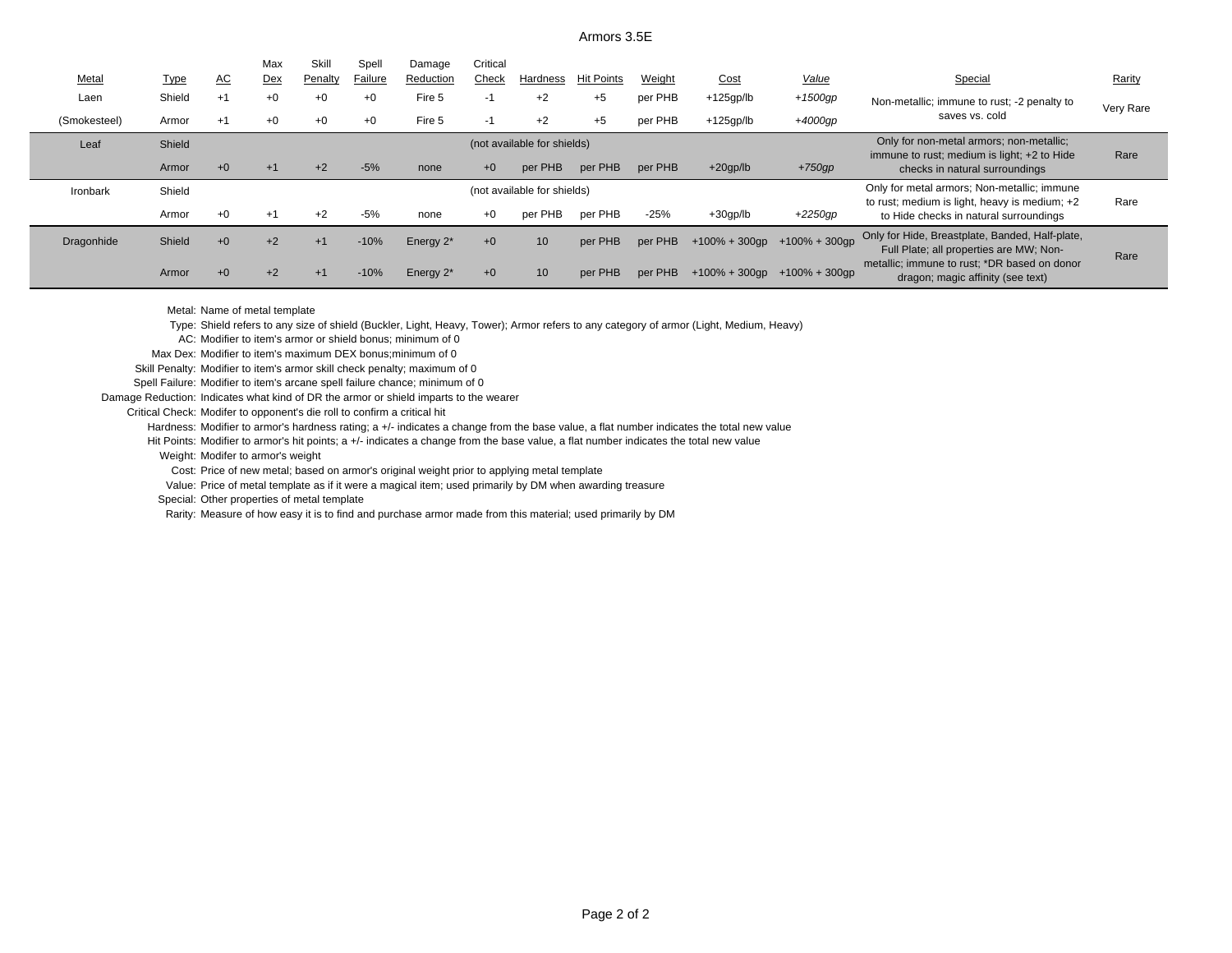# Armors 3.5E

| Metal | Type | AC | Max Dex | Skill Penalty | Spell Failure | Damage Reduction | Critical Check | Hardness | Hit Points | Weight | Cost | *Value* | Special | Rarity |
|---|---|---|---|---|---|---|---|---|---|---|---|---|---|---|
| Laen | Shield | +1 | +0 | +0 | +0 | Fire 5 | -1 | +2 | +5 | per PHB | +125gp/lb | *+1500gp* | Non-metallic; immune to rust; -2 penalty to saves vs. cold | Very Rare |
| (Smokesteel) | Armor | +1 | +0 | +0 | +0 | Fire 5 | -1 | +2 | +5 | per PHB | +125gp/lb | *+4000gp* | | |
| Leaf | Shield | (not available for shields) | | | | | | | | | | | Only for non-metal armors; non-metallic; immune to rust; medium is light; +2 to Hide checks in natural surroundings | Rare |
| | Armor | +0 | +1 | +2 | -5% | none | +0 | per PHB | per PHB | per PHB | +20gp/lb | *+750gp* | | |
| Ironbark | Shield | (not available for shields) | | | | | | | | | | | Only for metal armors; Non-metallic; immune to rust; medium is light, heavy is medium; +2 to Hide checks in natural surroundings | Rare |
| | Armor | +0 | +1 | +2 | -5% | none | +0 | per PHB | per PHB | -25% | +30gp/lb | *+2250gp* | | |
| Dragonhide | Shield | +0 | +2 | +1 | -10% | Energy 2* | +0 | 10 | per PHB | per PHB | +100% + 300gp | +100% + 300gp | Only for Hide, Breastplate, Banded, Half-plate, Full Plate; all properties are MW; Non-metallic; immune to rust; *DR based on donor dragon; magic affinity (see text) | Rare |
| | Armor | +0 | +2 | +1 | -10% | Energy 2* | +0 | 10 | per PHB | per PHB | +100% + 300gp | +100% + 300gp | | |

Metal: Name of metal template
Type: Shield refers to any size of shield (Buckler, Light, Heavy, Tower); Armor refers to any category of armor (Light, Medium, Heavy)
AC: Modifier to item's armor or shield bonus; minimum of 0
Max Dex: Modifier to item's maximum DEX bonus;minimum of 0
Skill Penalty: Modifier to item's armor skill check penalty; maximum of 0
Spell Failure: Modifier to item's arcane spell failure chance; minimum of 0
Damage Reduction: Indicates what kind of DR the armor or shield imparts to the wearer
Critical Check: Modifer to opponent's die roll to confirm a critical hit
Hardness: Modifier to armor's hardness rating; a +/- indicates a change from the base value, a flat number indicates the total new value
Hit Points: Modifier to armor's hit points; a +/- indicates a change from the base value, a flat number indicates the total new value
Weight: Modifer to armor's weight
Cost: Price of new metal; based on armor's original weight prior to applying metal template
Value: Price of metal template as if it were a magical item; used primarily by DM when awarding treasure
Special: Other properties of metal template
Rarity: Measure of how easy it is to find and purchase armor made from this material; used primarily by DM